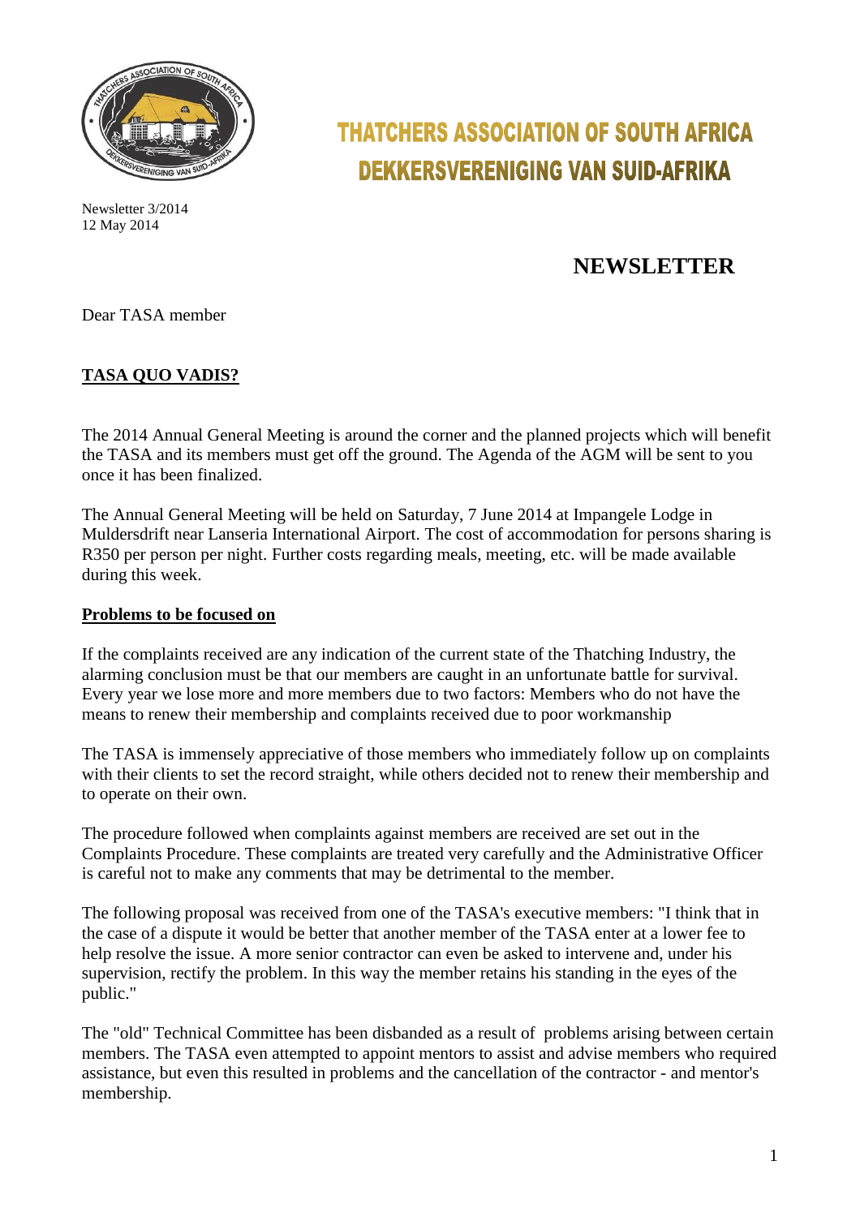# THATCHERS ASSOCIATION OF SOUTH AFRICA
# DEKKERSVERENIGING VAN SUID-AFRIKA

Newsletter 3/2014
12 May 2014

## NEWSLETTER

Dear TASA member

**<u>TASA QUO VADIS?</u>**

The 2014 Annual General Meeting is around the corner and the planned projects which will benefit the TASA and its members must get off the ground. The Agenda of the AGM will be sent to you once it has been finalized.

The Annual General Meeting will be held on Saturday, 7 June 2014 at Impangele Lodge in Muldersdrift near Lanseria International Airport. The cost of accommodation for persons sharing is R350 per person per night. Further costs regarding meals, meeting, etc. will be made available during this week.

**<u>Problems to be focused on</u>**

If the complaints received are any indication of the current state of the Thatching Industry, the alarming conclusion must be that our members are caught in an unfortunate battle for survival. Every year we lose more and more members due to two factors: Members who do not have the means to renew their membership and complaints received due to poor workmanship

The TASA is immensely appreciative of those members who immediately follow up on complaints with their clients to set the record straight, while others decided not to renew their membership and to operate on their own.

The procedure followed when complaints against members are received are set out in the Complaints Procedure. These complaints are treated very carefully and the Administrative Officer is careful not to make any comments that may be detrimental to the member.

The following proposal was received from one of the TASA's executive members: "I think that in the case of a dispute it would be better that another member of the TASA enter at a lower fee to help resolve the issue. A more senior contractor can even be asked to intervene and, under his supervision, rectify the problem. In this way the member retains his standing in the eyes of the public."

The "old" Technical Committee has been disbanded as a result of problems arising between certain members. The TASA even attempted to appoint mentors to assist and advise members who required assistance, but even this resulted in problems and the cancellation of the contractor - and mentor's membership.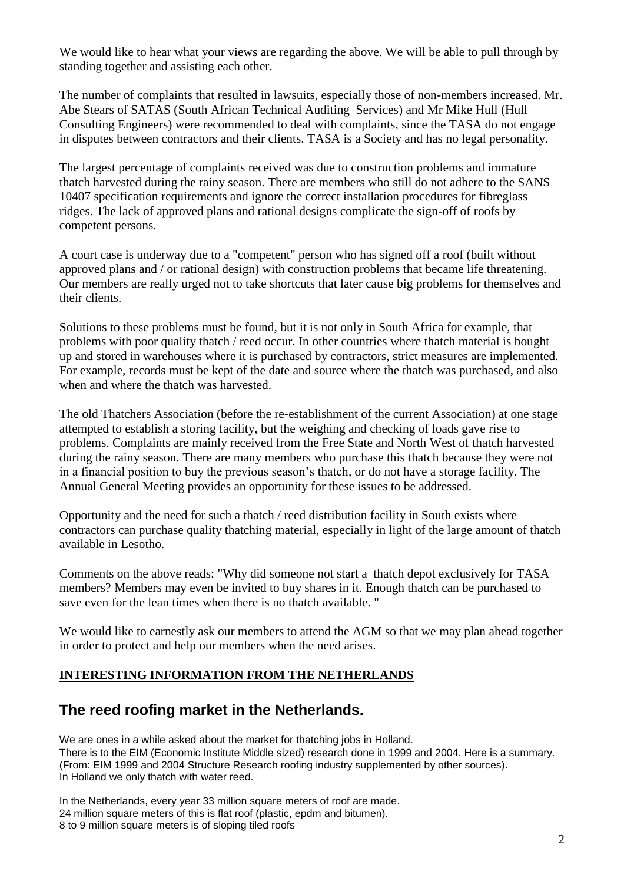We would like to hear what your views are regarding the above. We will be able to pull through by standing together and assisting each other.

The number of complaints that resulted in lawsuits, especially those of non-members increased. Mr. Abe Stears of SATAS (South African Technical Auditing Services) and Mr Mike Hull (Hull Consulting Engineers) were recommended to deal with complaints, since the TASA do not engage in disputes between contractors and their clients. TASA is a Society and has no legal personality.

The largest percentage of complaints received was due to construction problems and immature thatch harvested during the rainy season. There are members who still do not adhere to the SANS 10407 specification requirements and ignore the correct installation procedures for fibreglass ridges. The lack of approved plans and rational designs complicate the sign-off of roofs by competent persons.

A court case is underway due to a "competent" person who has signed off a roof (built without approved plans and / or rational design) with construction problems that became life threatening. Our members are really urged not to take shortcuts that later cause big problems for themselves and their clients.

Solutions to these problems must be found, but it is not only in South Africa for example, that problems with poor quality thatch / reed occur. In other countries where thatch material is bought up and stored in warehouses where it is purchased by contractors, strict measures are implemented. For example, records must be kept of the date and source where the thatch was purchased, and also when and where the thatch was harvested.

The old Thatchers Association (before the re-establishment of the current Association) at one stage attempted to establish a storing facility, but the weighing and checking of loads gave rise to problems. Complaints are mainly received from the Free State and North West of thatch harvested during the rainy season. There are many members who purchase this thatch because they were not in a financial position to buy the previous season's thatch, or do not have a storage facility. The Annual General Meeting provides an opportunity for these issues to be addressed.

Opportunity and the need for such a thatch / reed distribution facility in South exists where contractors can purchase quality thatching material, especially in light of the large amount of thatch available in Lesotho.

Comments on the above reads: "Why did someone not start a thatch depot exclusively for TASA members? Members may even be invited to buy shares in it. Enough thatch can be purchased to save even for the lean times when there is no thatch available. "

We would like to earnestly ask our members to attend the AGM so that we may plan ahead together in order to protect and help our members when the need arises.

**INTERESTING INFORMATION FROM THE NETHERLANDS**

## The reed roofing market in the Netherlands.

We are ones in a while asked about the market for thatching jobs in Holland.
There is to the EIM (Economic Institute Middle sized) research done in 1999 and 2004. Here is a summary. (From: EIM 1999 and 2004 Structure Research roofing industry supplemented by other sources).
In Holland we only thatch with water reed.

In the Netherlands, every year 33 million square meters of roof are made.
24 million square meters of this is flat roof (plastic, epdm and bitumen).
8 to 9 million square meters is of sloping tiled roofs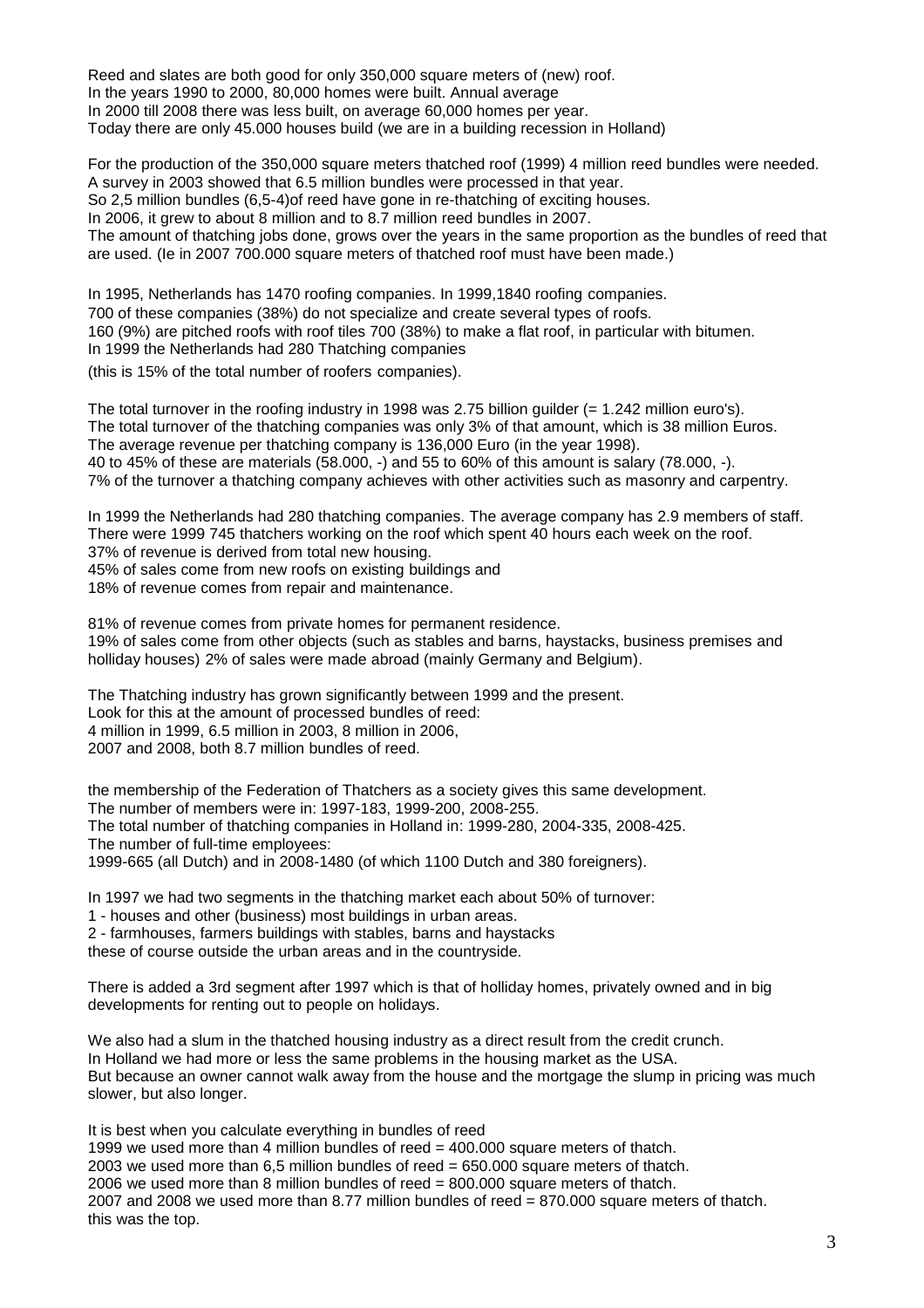Reed and slates are both good for only 350,000 square meters of (new) roof.
In the years 1990 to 2000, 80,000 homes were built. Annual average
In 2000 till 2008 there was less built, on average 60,000 homes per year.
Today there are only 45.000 houses build (we are in a building recession in Holland)

For the production of the 350,000 square meters thatched roof (1999) 4 million reed bundles were needed.
A survey in 2003 showed that 6.5 million bundles were processed in that year.
So 2,5 million bundles (6,5-4)of reed have gone in re-thatching of exciting houses.
In 2006, it grew to about 8 million and to 8.7 million reed bundles in 2007.
The amount of thatching jobs done, grows over the years in the same proportion as the bundles of reed that are used. (Ie in 2007 700.000 square meters of thatched roof must have been made.)

In 1995, Netherlands has 1470 roofing companies. In 1999,1840 roofing companies.
700 of these companies (38%) do not specialize and create several types of roofs.
160 (9%) are pitched roofs with roof tiles 700 (38%) to make a flat roof, in particular with bitumen.
In 1999 the Netherlands had 280 Thatching companies
(this is 15% of the total number of roofers companies).

The total turnover in the roofing industry in 1998 was 2.75 billion guilder (= 1.242 million euro's).
The total turnover of the thatching companies was only 3% of that amount, which is 38 million Euros.
The average revenue per thatching company is 136,000 Euro (in the year 1998).
40 to 45% of these are materials (58.000, -) and 55 to 60% of this amount is salary (78.000, -).
7% of the turnover a thatching company achieves with other activities such as masonry and carpentry.

In 1999 the Netherlands had 280 thatching companies. The average company has 2.9 members of staff.
There were 1999 745 thatchers working on the roof which spent 40 hours each week on the roof.
37% of revenue is derived from total new housing.
45% of sales come from new roofs on existing buildings and
18% of revenue comes from repair and maintenance.

81% of revenue comes from private homes for permanent residence.
19% of sales come from other objects (such as stables and barns, haystacks, business premises and holliday houses) 2% of sales were made abroad (mainly Germany and Belgium).

The Thatching industry has grown significantly between 1999 and the present.
Look for this at the amount of processed bundles of reed:
4 million in 1999, 6.5 million in 2003, 8 million in 2006,
2007 and 2008, both 8.7 million bundles of reed.

the membership of the Federation of Thatchers as a society gives this same development.
The number of members were in: 1997-183, 1999-200, 2008-255.
The total number of thatching companies in Holland in: 1999-280, 2004-335, 2008-425.
The number of full-time employees:
1999-665 (all Dutch) and in 2008-1480 (of which 1100 Dutch and 380 foreigners).

In 1997 we had two segments in the thatching market each about 50% of turnover:
1 - houses and other (business) most buildings in urban areas.
2 - farmhouses, farmers buildings with stables, barns and haystacks
these of course outside the urban areas and in the countryside.

There is added a 3rd segment after 1997 which is that of holliday homes, privately owned and in big developments for renting out to people on holidays.

We also had a slum in the thatched housing industry as a direct result from the credit crunch.
In Holland we had more or less the same problems in the housing market as the USA.
But because an owner cannot walk away from the house and the mortgage the slump in pricing was much slower, but also longer.

It is best when you calculate everything in bundles of reed
1999 we used more than 4 million bundles of reed = 400.000 square meters of thatch.
2003 we used more than 6,5 million bundles of reed = 650.000 square meters of thatch.
2006 we used more than 8 million bundles of reed = 800.000 square meters of thatch.
2007 and 2008 we used more than 8.77 million bundles of reed = 870.000 square meters of thatch.
this was the top.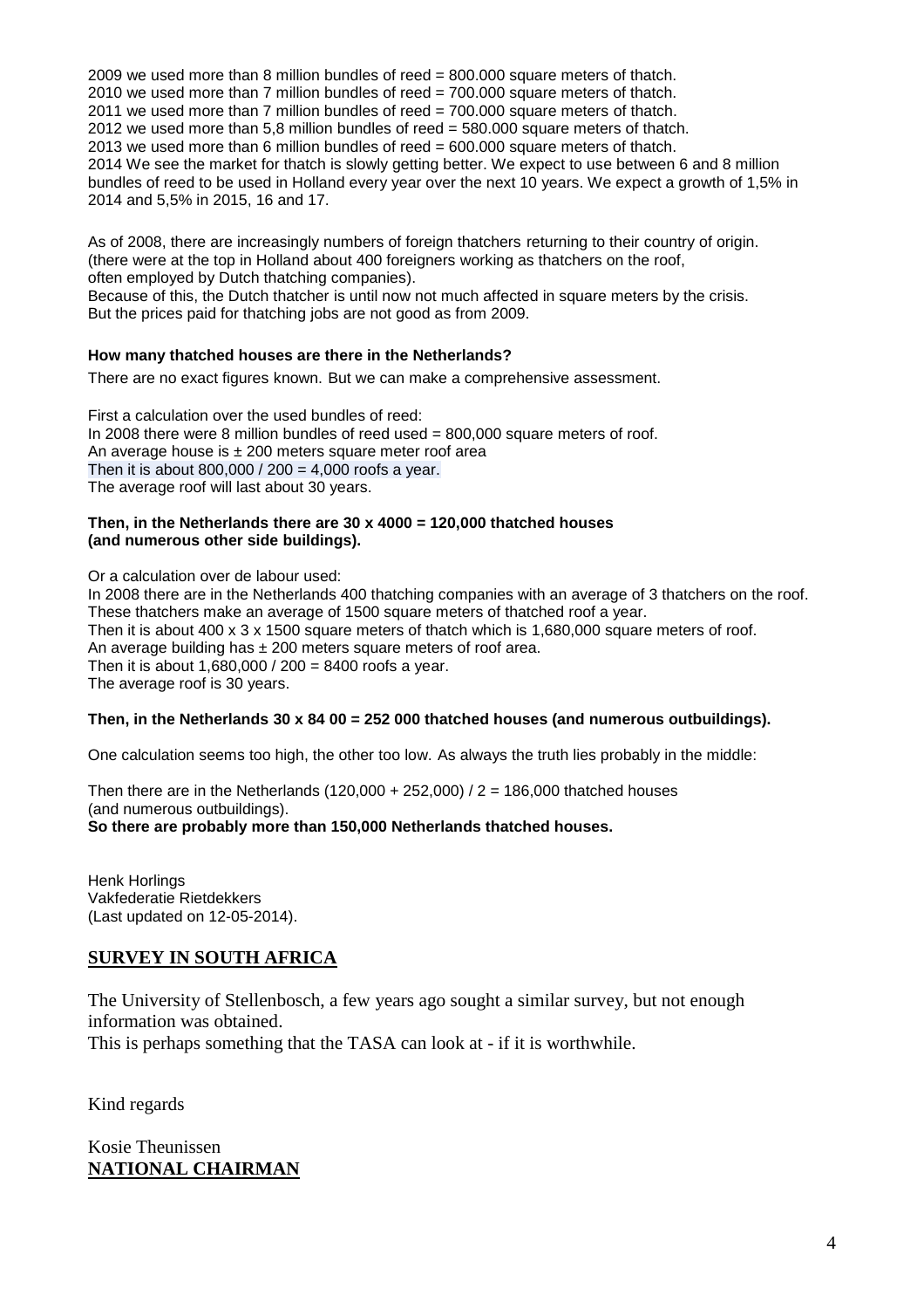2009 we used more than 8 million bundles of reed = 800.000 square meters of thatch.
2010 we used more than 7 million bundles of reed = 700.000 square meters of thatch.
2011 we used more than 7 million bundles of reed = 700.000 square meters of thatch.
2012 we used more than 5,8 million bundles of reed = 580.000 square meters of thatch.
2013 we used more than 6 million bundles of reed = 600.000 square meters of thatch.
2014 We see the market for thatch is slowly getting better. We expect to use between 6 and 8 million bundles of reed to be used in Holland every year over the next 10 years. We expect a growth of 1,5% in 2014 and 5,5% in 2015, 16 and 17.

As of 2008, there are increasingly numbers of foreign thatchers returning to their country of origin. (there were at the top in Holland about 400 foreigners working as thatchers on the roof, often employed by Dutch thatching companies).
Because of this, the Dutch thatcher is until now not much affected in square meters by the crisis. But the prices paid for thatching jobs are not good as from 2009.

**How many thatched houses are there in the Netherlands?**

There are no exact figures known. But we can make a comprehensive assessment.

First a calculation over the used bundles of reed:
In 2008 there were 8 million bundles of reed used = 800,000 square meters of roof.
An average house is ± 200 meters square meter roof area
Then it is about 800,000 / 200 = 4,000 roofs a year.
The average roof will last about 30 years.

**Then, in the Netherlands there are 30 x 4000 = 120,000 thatched houses (and numerous other side buildings).**

Or a calculation over de labour used:
In 2008 there are in the Netherlands 400 thatching companies with an average of 3 thatchers on the roof.
These thatchers make an average of 1500 square meters of thatched roof a year.
Then it is about 400 x 3 x 1500 square meters of thatch which is 1,680,000 square meters of roof.
An average building has ± 200 meters square meters of roof area.
Then it is about 1,680,000 / 200 = 8400 roofs a year.
The average roof is 30 years.

**Then, in the Netherlands 30 x 84 00 = 252 000 thatched houses (and numerous outbuildings).**

One calculation seems too high, the other too low. As always the truth lies probably in the middle:

Then there are in the Netherlands (120,000 + 252,000) / 2 = 186,000 thatched houses (and numerous outbuildings).
**So there are probably more than 150,000 Netherlands thatched houses.**

Henk Horlings
Vakfederatie Rietdekkers
(Last updated on 12-05-2014).

## SURVEY IN SOUTH AFRICA

The University of Stellenbosch, a few years ago sought a similar survey, but not enough information was obtained.
This is perhaps something that the TASA can look at - if it is worthwhile.

Kind regards

Kosie Theunissen
**NATIONAL CHAIRMAN**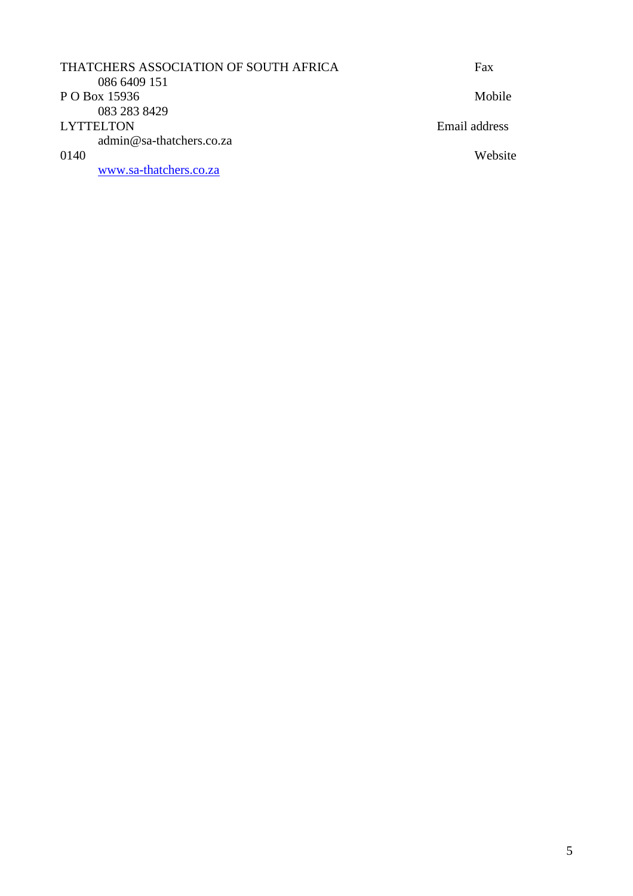THATCHERS ASSOCIATION OF SOUTH AFRICA
P O Box 15936
LYTTELTON
0140

Fax 086 6409 151
Mobile 083 283 8429
Email address admin@sa-thatchers.co.za
Website www.sa-thatchers.co.za